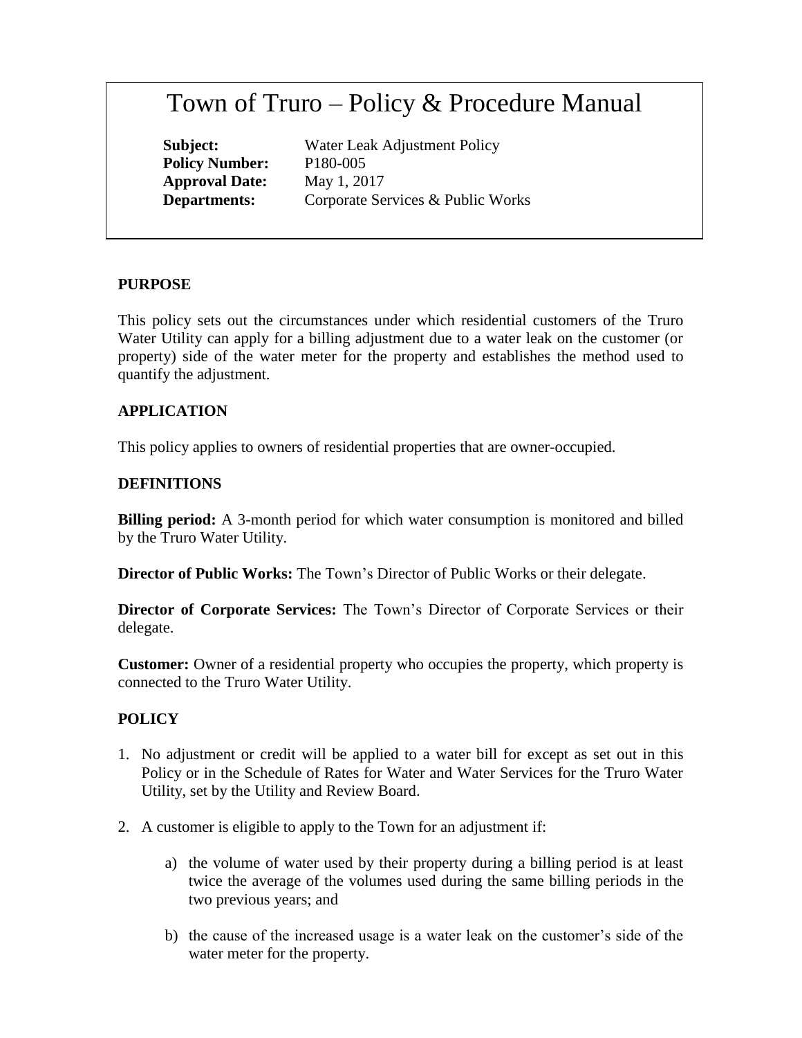# Town of Truro – Policy & Procedure Manual

**Subject:** Water Leak Adjustment Policy
**Policy Number:** P180-005
**Approval Date:** May 1, 2017
**Departments:** Corporate Services & Public Works

## PURPOSE

This policy sets out the circumstances under which residential customers of the Truro Water Utility can apply for a billing adjustment due to a water leak on the customer (or property) side of the water meter for the property and establishes the method used to quantify the adjustment.

## APPLICATION

This policy applies to owners of residential properties that are owner-occupied.

## DEFINITIONS

**Billing period:** A 3-month period for which water consumption is monitored and billed by the Truro Water Utility.

**Director of Public Works:** The Town's Director of Public Works or their delegate.

**Director of Corporate Services:** The Town's Director of Corporate Services or their delegate.

**Customer:** Owner of a residential property who occupies the property, which property is connected to the Truro Water Utility.

## POLICY

1. No adjustment or credit will be applied to a water bill for except as set out in this Policy or in the Schedule of Rates for Water and Water Services for the Truro Water Utility, set by the Utility and Review Board.

2. A customer is eligible to apply to the Town for an adjustment if:

    a) the volume of water used by their property during a billing period is at least twice the average of the volumes used during the same billing periods in the two previous years; and

    b) the cause of the increased usage is a water leak on the customer's side of the water meter for the property.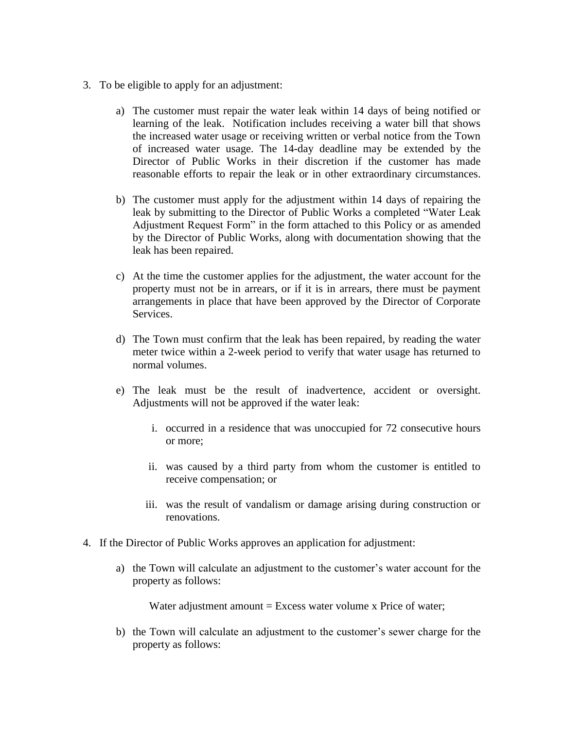3. To be eligible to apply for an adjustment:

   a) The customer must repair the water leak within 14 days of being notified or learning of the leak. Notification includes receiving a water bill that shows the increased water usage or receiving written or verbal notice from the Town of increased water usage. The 14-day deadline may be extended by the Director of Public Works in their discretion if the customer has made reasonable efforts to repair the leak or in other extraordinary circumstances.

   b) The customer must apply for the adjustment within 14 days of repairing the leak by submitting to the Director of Public Works a completed "Water Leak Adjustment Request Form" in the form attached to this Policy or as amended by the Director of Public Works, along with documentation showing that the leak has been repaired.

   c) At the time the customer applies for the adjustment, the water account for the property must not be in arrears, or if it is in arrears, there must be payment arrangements in place that have been approved by the Director of Corporate Services.

   d) The Town must confirm that the leak has been repaired, by reading the water meter twice within a 2-week period to verify that water usage has returned to normal volumes.

   e) The leak must be the result of inadvertence, accident or oversight. Adjustments will not be approved if the water leak:

      i. occurred in a residence that was unoccupied for 72 consecutive hours or more;

      ii. was caused by a third party from whom the customer is entitled to receive compensation; or

      iii. was the result of vandalism or damage arising during construction or renovations.

4. If the Director of Public Works approves an application for adjustment:

   a) the Town will calculate an adjustment to the customer's water account for the property as follows:

      Water adjustment amount = Excess water volume x Price of water;

   b) the Town will calculate an adjustment to the customer's sewer charge for the property as follows: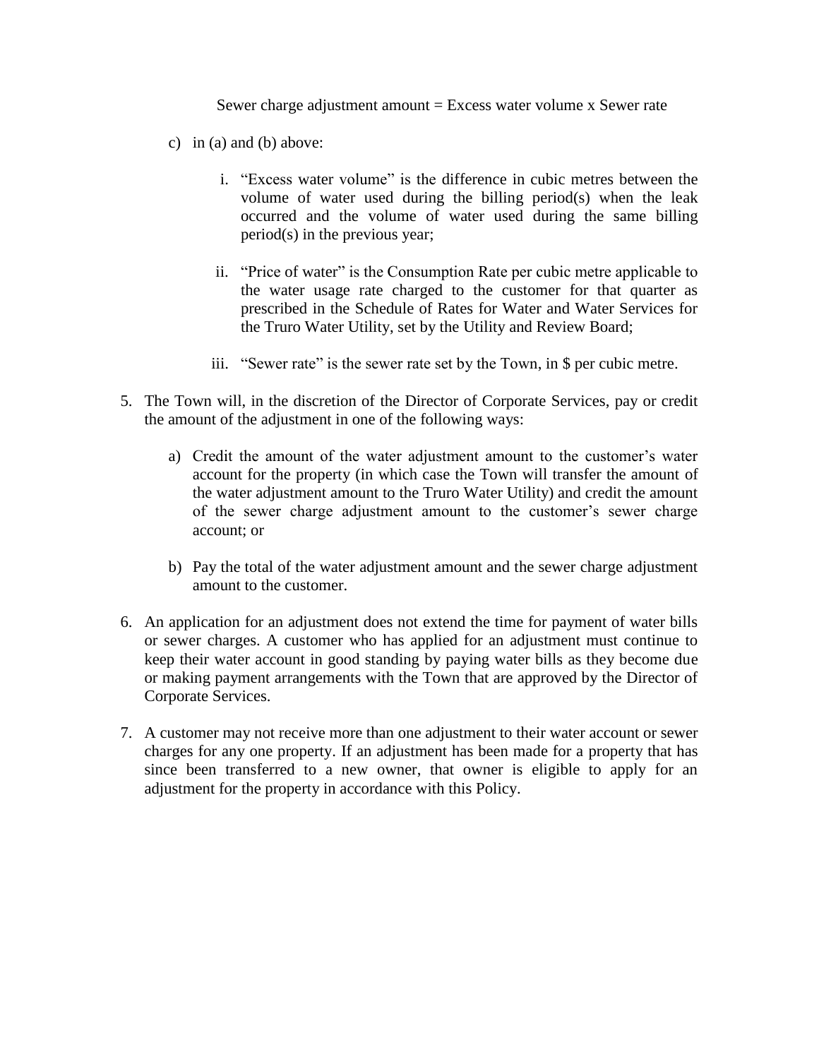Sewer charge adjustment amount = Excess water volume x Sewer rate

c) in (a) and (b) above:

   i. "Excess water volume" is the difference in cubic metres between the volume of water used during the billing period(s) when the leak occurred and the volume of water used during the same billing period(s) in the previous year;

   ii. "Price of water" is the Consumption Rate per cubic metre applicable to the water usage rate charged to the customer for that quarter as prescribed in the Schedule of Rates for Water and Water Services for the Truro Water Utility, set by the Utility and Review Board;

   iii. "Sewer rate" is the sewer rate set by the Town, in $ per cubic metre.

5. The Town will, in the discretion of the Director of Corporate Services, pay or credit the amount of the adjustment in one of the following ways:

   a) Credit the amount of the water adjustment amount to the customer's water account for the property (in which case the Town will transfer the amount of the water adjustment amount to the Truro Water Utility) and credit the amount of the sewer charge adjustment amount to the customer's sewer charge account; or

   b) Pay the total of the water adjustment amount and the sewer charge adjustment amount to the customer.

6. An application for an adjustment does not extend the time for payment of water bills or sewer charges. A customer who has applied for an adjustment must continue to keep their water account in good standing by paying water bills as they become due or making payment arrangements with the Town that are approved by the Director of Corporate Services.

7. A customer may not receive more than one adjustment to their water account or sewer charges for any one property. If an adjustment has been made for a property that has since been transferred to a new owner, that owner is eligible to apply for an adjustment for the property in accordance with this Policy.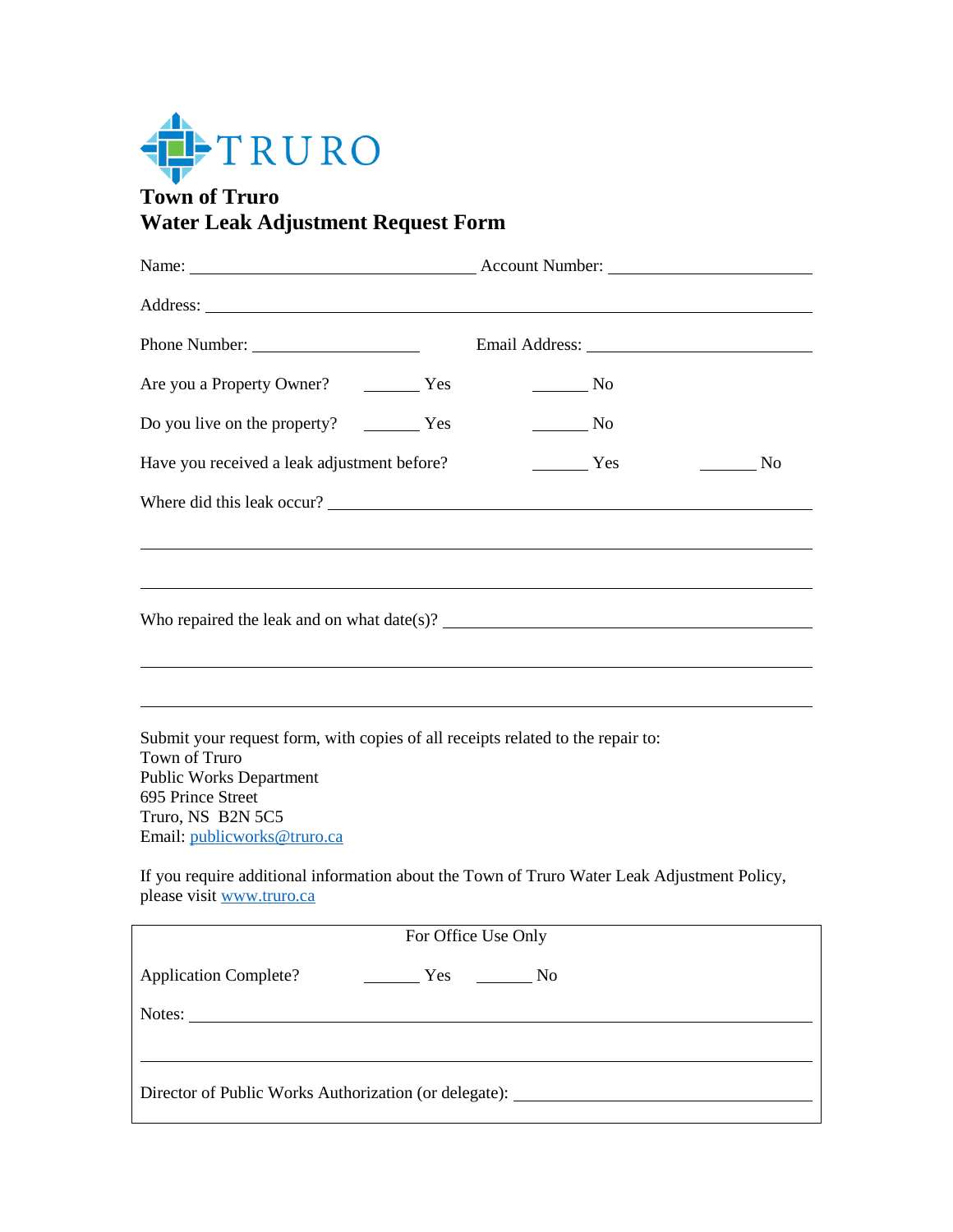TRURO

# Town of Truro
## Water Leak Adjustment Request Form

Name: ______________________________ Account Number: ______________________

Address: ________________________________________________________________

Phone Number: ___________________ Email Address: _________________________

Are you a Property Owner? ______ Yes ______ No

Do you live on the property? ______ Yes ______ No

Have you received a leak adjustment before? ______ Yes ______ No

Where did this leak occur? ______________________________________________

_______________________________________________________________________

_______________________________________________________________________

Who repaired the leak and on what date(s)? ______________________________

_______________________________________________________________________

_______________________________________________________________________

Submit your request form, with copies of all receipts related to the repair to:
Town of Truro
Public Works Department
695 Prince Street
Truro, NS B2N 5C5
Email: publicworks@truro.ca

If you require additional information about the Town of Truro Water Leak Adjustment Policy, please visit www.truro.ca

For Office Use Only

Application Complete? ______ Yes ______ No

Notes: _________________________________________________________________

_______________________________________________________________________

Director of Public Works Authorization (or delegate): ____________________